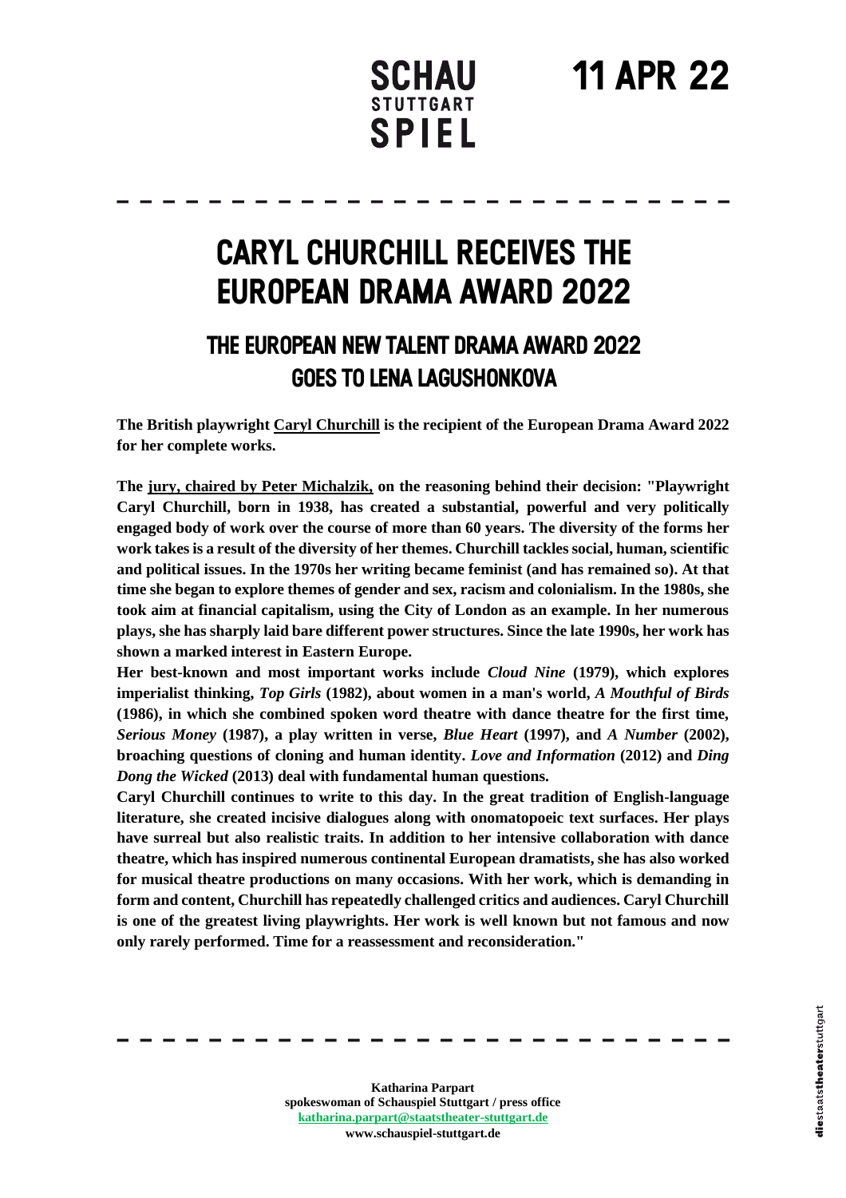SCHAU STUTTGART SPIEL

11 APR 22

# CARYL CHURCHILL RECEIVES THE EUROPEAN DRAMA AWARD 2022

## THE EUROPEAN NEW TALENT DRAMA AWARD 2022 GOES TO LENA LAGUSHONKOVA

**The British playwright Caryl Churchill is the recipient of the European Drama Award 2022 for her complete works.**

**The jury, chaired by Peter Michalzik, on the reasoning behind their decision: "Playwright Caryl Churchill, born in 1938, has created a substantial, powerful and very politically engaged body of work over the course of more than 60 years. The diversity of the forms her work takes is a result of the diversity of her themes. Churchill tackles social, human, scientific and political issues. In the 1970s her writing became feminist (and has remained so). At that time she began to explore themes of gender and sex, racism and colonialism. In the 1980s, she took aim at financial capitalism, using the City of London as an example. In her numerous plays, she has sharply laid bare different power structures. Since the late 1990s, her work has shown a marked interest in Eastern Europe.**

**Her best-known and most important works include *Cloud Nine* (1979), which explores imperialist thinking, *Top Girls* (1982), about women in a man's world, *A Mouthful of Birds* (1986), in which she combined spoken word theatre with dance theatre for the first time, *Serious Money* (1987), a play written in verse, *Blue Heart* (1997), and *A Number* (2002), broaching questions of cloning and human identity. *Love and Information* (2012) and *Ding Dong the Wicked* (2013) deal with fundamental human questions.**

**Caryl Churchill continues to write to this day. In the great tradition of English-language literature, she created incisive dialogues along with onomatopoeic text surfaces. Her plays have surreal but also realistic traits. In addition to her intensive collaboration with dance theatre, which has inspired numerous continental European dramatists, she has also worked for musical theatre productions on many occasions. With her work, which is demanding in form and content, Churchill has repeatedly challenged critics and audiences. Caryl Churchill is one of the greatest living playwrights. Her work is well known but not famous and now only rarely performed. Time for a reassessment and reconsideration."**

**Katharina Parpart**
**spokeswoman of Schauspiel Stuttgart / press office**
**katharina.parpart@staatstheater-stuttgart.de**
**www.schauspiel-stuttgart.de**

diestaatstheaterstuttgart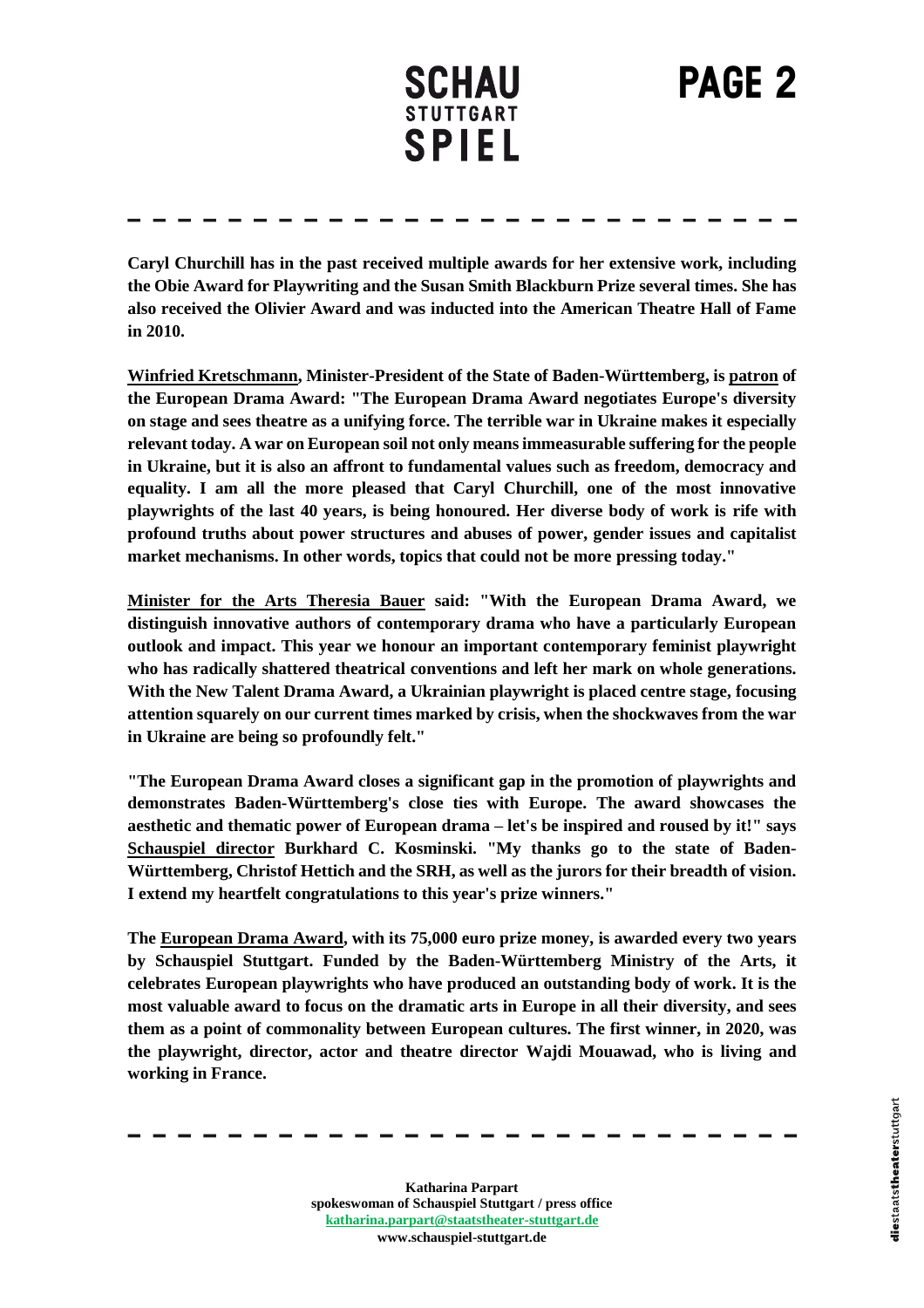**Caryl Churchill has in the past received multiple awards for her extensive work, including the Obie Award for Playwriting and the Susan Smith Blackburn Prize several times. She has also received the Olivier Award and was inducted into the American Theatre Hall of Fame in 2010.**

**Winfried Kretschmann, Minister-President of the State of Baden-Württemberg, is patron of the European Drama Award: "The European Drama Award negotiates Europe's diversity on stage and sees theatre as a unifying force. The terrible war in Ukraine makes it especially relevant today. A war on European soil not only means immeasurable suffering for the people in Ukraine, but it is also an affront to fundamental values such as freedom, democracy and equality. I am all the more pleased that Caryl Churchill, one of the most innovative playwrights of the last 40 years, is being honoured. Her diverse body of work is rife with profound truths about power structures and abuses of power, gender issues and capitalist market mechanisms. In other words, topics that could not be more pressing today."**

**Minister for the Arts Theresia Bauer said: "With the European Drama Award, we distinguish innovative authors of contemporary drama who have a particularly European outlook and impact. This year we honour an important contemporary feminist playwright who has radically shattered theatrical conventions and left her mark on whole generations. With the New Talent Drama Award, a Ukrainian playwright is placed centre stage, focusing attention squarely on our current times marked by crisis, when the shockwaves from the war in Ukraine are being so profoundly felt."**

**"The European Drama Award closes a significant gap in the promotion of playwrights and demonstrates Baden-Württemberg's close ties with Europe. The award showcases the aesthetic and thematic power of European drama – let's be inspired and roused by it!" says Schauspiel director Burkhard C. Kosminski. "My thanks go to the state of Baden-Württemberg, Christof Hettich and the SRH, as well as the jurors for their breadth of vision. I extend my heartfelt congratulations to this year's prize winners."**

**The European Drama Award, with its 75,000 euro prize money, is awarded every two years by Schauspiel Stuttgart. Funded by the Baden-Württemberg Ministry of the Arts, it celebrates European playwrights who have produced an outstanding body of work. It is the most valuable award to focus on the dramatic arts in Europe in all their diversity, and sees them as a point of commonality between European cultures. The first winner, in 2020, was the playwright, director, actor and theatre director Wajdi Mouawad, who is living and working in France.**

**Katharina Parpart**
**spokeswoman of Schauspiel Stuttgart / press office**
**katharina.parpart@staatstheater-stuttgart.de**
**www.schauspiel-stuttgart.de**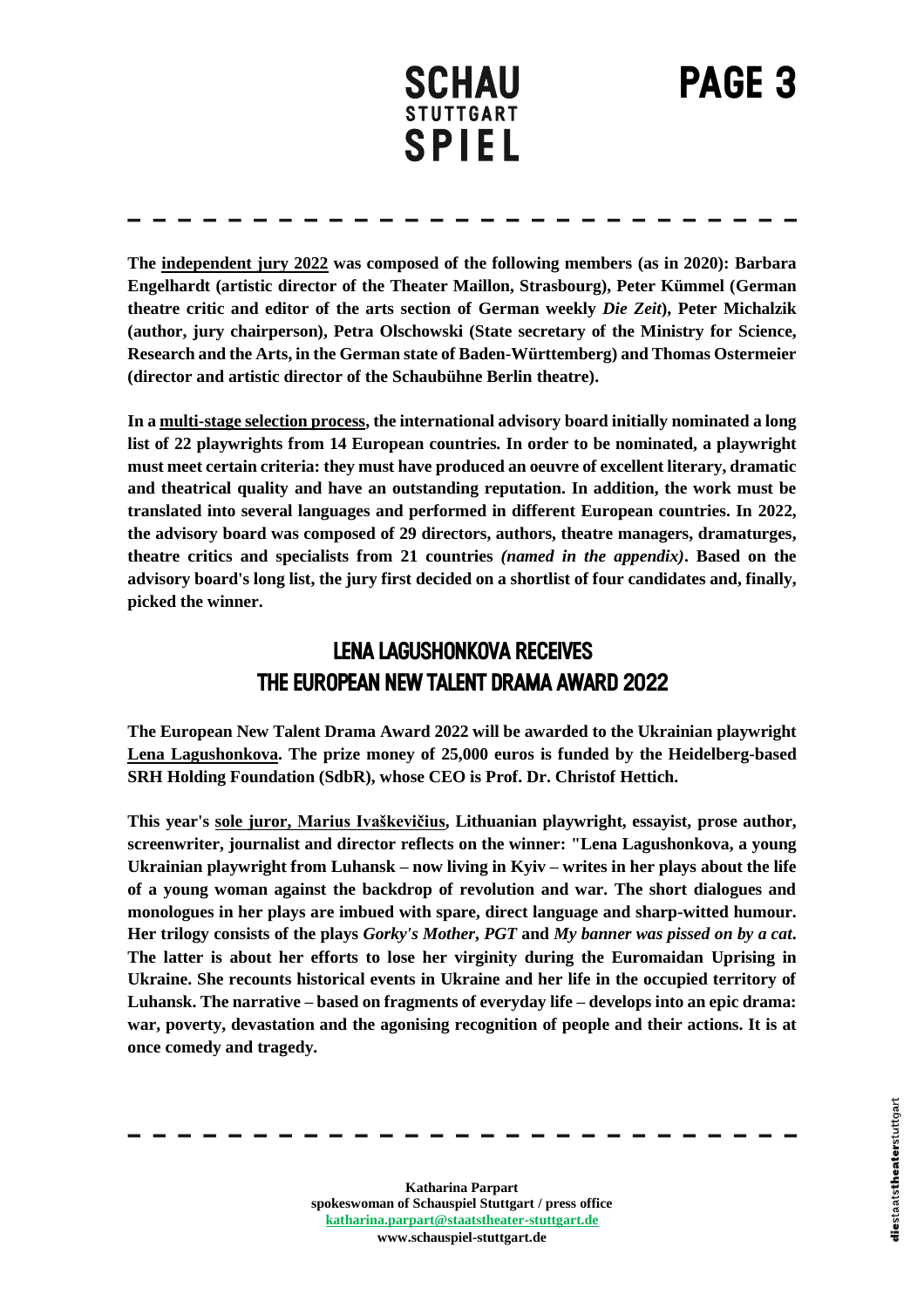**The independent jury 2022 was composed of the following members (as in 2020): Barbara Engelhardt (artistic director of the Theater Maillon, Strasbourg), Peter Kümmel (German theatre critic and editor of the arts section of German weekly *Die Zeit*), Peter Michalzik (author, jury chairperson), Petra Olschowski (State secretary of the Ministry for Science, Research and the Arts, in the German state of Baden-Württemberg) and Thomas Ostermeier (director and artistic director of the Schaubühne Berlin theatre).**

**In a multi-stage selection process, the international advisory board initially nominated a long list of 22 playwrights from 14 European countries. In order to be nominated, a playwright must meet certain criteria: they must have produced an oeuvre of excellent literary, dramatic and theatrical quality and have an outstanding reputation. In addition, the work must be translated into several languages and performed in different European countries. In 2022, the advisory board was composed of 29 directors, authors, theatre managers, dramaturges, theatre critics and specialists from 21 countries *(named in the appendix)*. Based on the advisory board's long list, the jury first decided on a shortlist of four candidates and, finally, picked the winner.**

## LENA LAGUSHONKOVA RECEIVES THE EUROPEAN NEW TALENT DRAMA AWARD 2022

**The European New Talent Drama Award 2022 will be awarded to the Ukrainian playwright Lena Lagushonkova. The prize money of 25,000 euros is funded by the Heidelberg-based SRH Holding Foundation (SdbR), whose CEO is Prof. Dr. Christof Hettich.**

**This year's sole juror, Marius Ivaškevičius, Lithuanian playwright, essayist, prose author, screenwriter, journalist and director reflects on the winner: "Lena Lagushonkova, a young Ukrainian playwright from Luhansk – now living in Kyiv – writes in her plays about the life of a young woman against the backdrop of revolution and war. The short dialogues and monologues in her plays are imbued with spare, direct language and sharp-witted humour. Her trilogy consists of the plays *Gorky's Mother*, *PGT* and *My banner was pissed on by a cat*. The latter is about her efforts to lose her virginity during the Euromaidan Uprising in Ukraine. She recounts historical events in Ukraine and her life in the occupied territory of Luhansk. The narrative – based on fragments of everyday life – develops into an epic drama: war, poverty, devastation and the agonising recognition of people and their actions. It is at once comedy and tragedy.**

**Katharina Parpart**
**spokeswoman of Schauspiel Stuttgart / press office**
**katharina.parpart@staatstheater-stuttgart.de**
**www.schauspiel-stuttgart.de**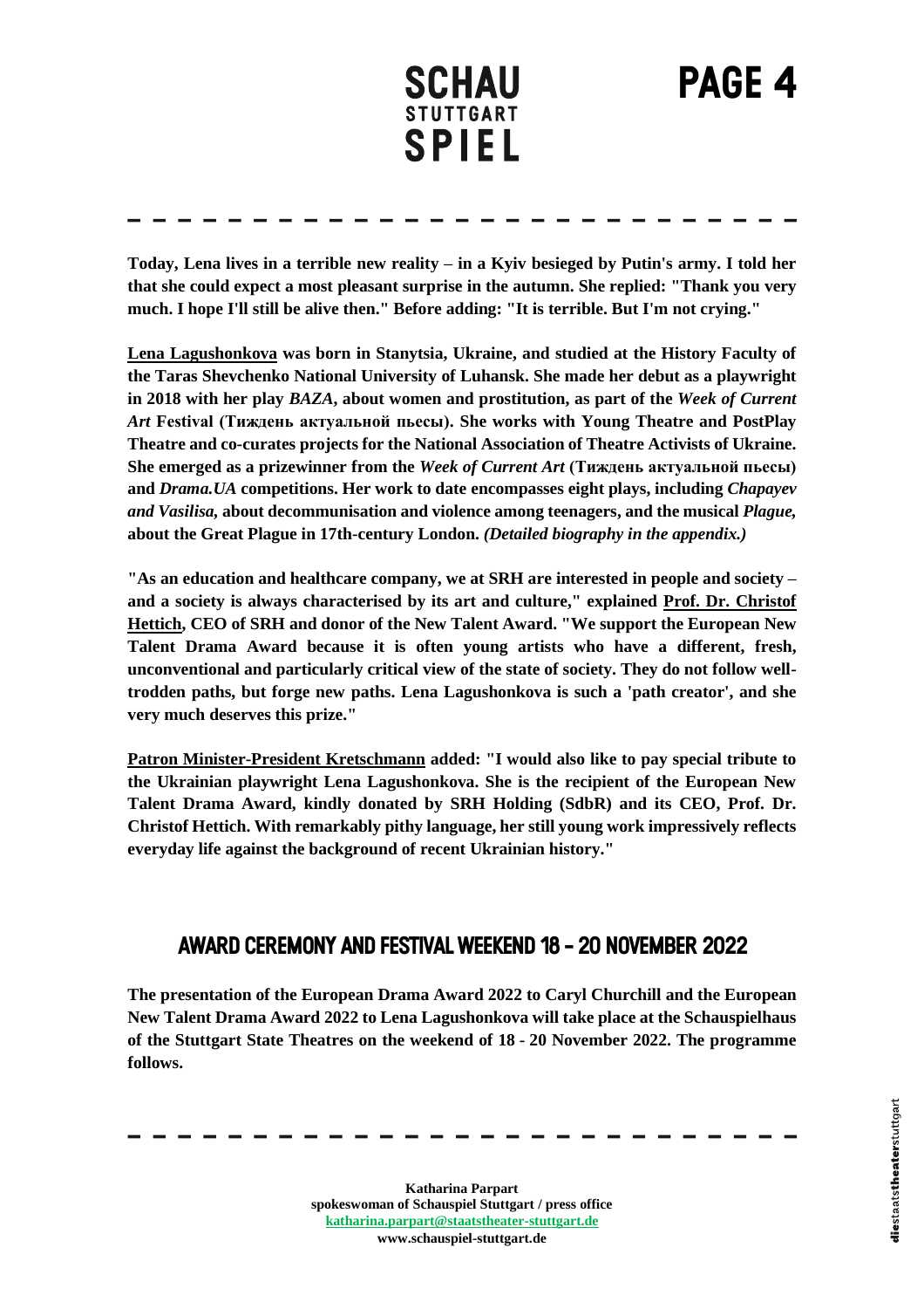**Today, Lena lives in a terrible new reality – in a Kyiv besieged by Putin's army. I told her that she could expect a most pleasant surprise in the autumn. She replied: "Thank you very much. I hope I'll still be alive then." Before adding: "It is terrible. But I'm not crying."**

**Lena Lagushonkova was born in Stanytsia, Ukraine, and studied at the History Faculty of the Taras Shevchenko National University of Luhansk. She made her debut as a playwright in 2018 with her play *BAZA*, about women and prostitution, as part of the *Week of Current Art* Festival (Тиждень актуальной пьесы). She works with Young Theatre and PostPlay Theatre and co-curates projects for the National Association of Theatre Activists of Ukraine. She emerged as a prizewinner from the *Week of Current Art* (Тиждень актуальной пьесы) and *Drama.UA* competitions. Her work to date encompasses eight plays, including *Chapayev and Vasilisa,* about decommunisation and violence among teenagers, and the musical *Plague,* about the Great Plague in 17th-century London. *(Detailed biography in the appendix.)***

**"As an education and healthcare company, we at SRH are interested in people and society – and a society is always characterised by its art and culture," explained Prof. Dr. Christof Hettich, CEO of SRH and donor of the New Talent Award. "We support the European New Talent Drama Award because it is often young artists who have a different, fresh, unconventional and particularly critical view of the state of society. They do not follow well-trodden paths, but forge new paths. Lena Lagushonkova is such a 'path creator', and she very much deserves this prize."**

**Patron Minister-President Kretschmann added: "I would also like to pay special tribute to the Ukrainian playwright Lena Lagushonkova. She is the recipient of the European New Talent Drama Award, kindly donated by SRH Holding (SdbR) and its CEO, Prof. Dr. Christof Hettich. With remarkably pithy language, her still young work impressively reflects everyday life against the background of recent Ukrainian history."**

## AWARD CEREMONY AND FESTIVAL WEEKEND 18 - 20 NOVEMBER 2022

**The presentation of the European Drama Award 2022 to Caryl Churchill and the European New Talent Drama Award 2022 to Lena Lagushonkova will take place at the Schauspielhaus of the Stuttgart State Theatres on the weekend of 18 - 20 November 2022. The programme follows.**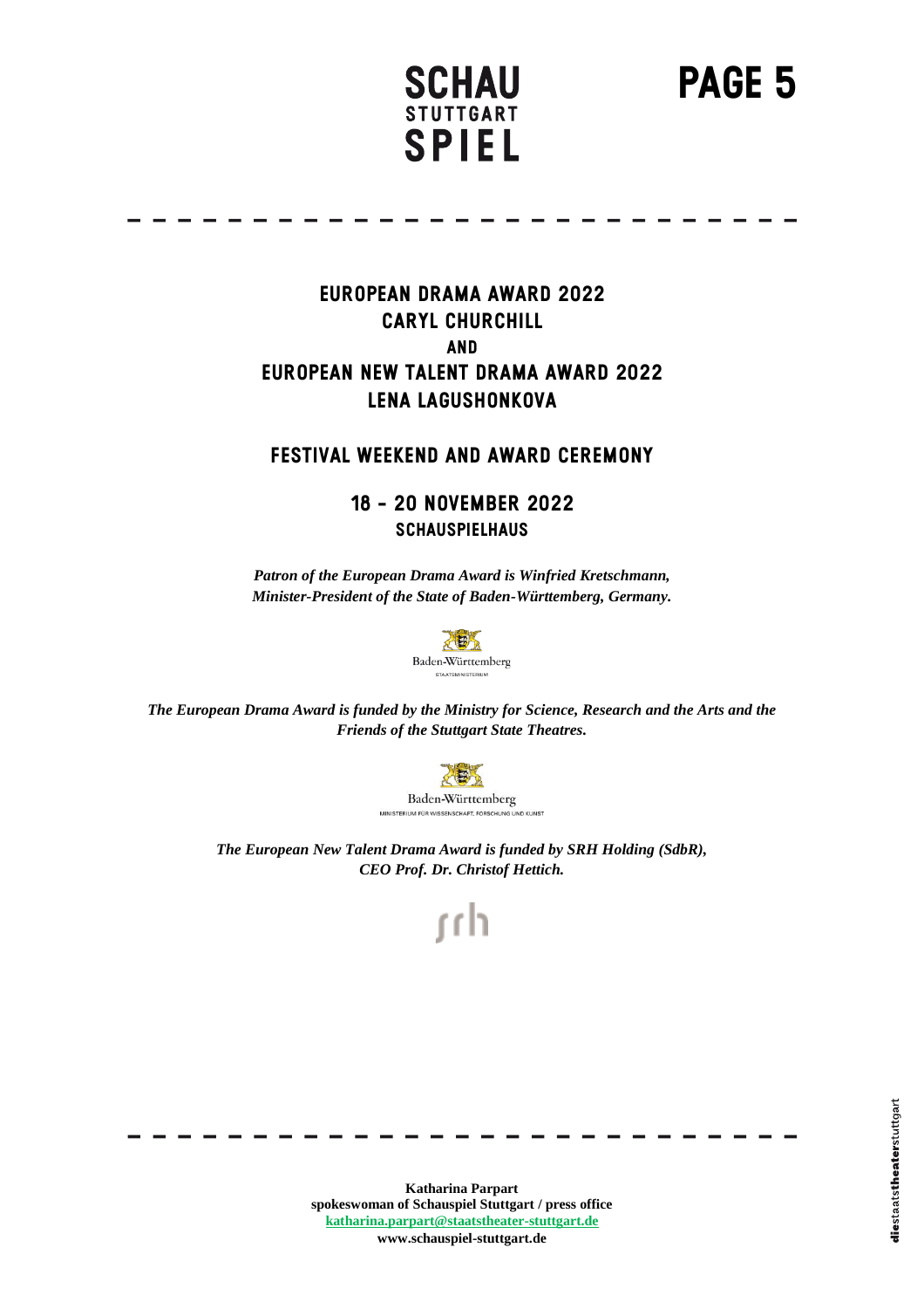# EUROPEAN DRAMA AWARD 2022
# CARYL CHURCHILL
# AND
# EUROPEAN NEW TALENT DRAMA AWARD 2022
# LENA LAGUSHONKOVA

## FESTIVAL WEEKEND AND AWARD CEREMONY

## 18 – 20 NOVEMBER 2022
### SCHAUSPIELHAUS

***Patron of the European Drama Award is Winfried Kretschmann, Minister-President of the State of Baden-Württemberg, Germany.***

Baden-Württemberg
STAATSMINISTERIUM

***The European Drama Award is funded by the Ministry for Science, Research and the Arts and the Friends of the Stuttgart State Theatres.***

Baden-Württemberg
MINISTERIUM FÜR WISSENSCHAFT, FORSCHUNG UND KUNST

***The European New Talent Drama Award is funded by SRH Holding (SdbR), CEO Prof. Dr. Christof Hettich.***

srh

**Katharina Parpart**
**spokeswoman of Schauspiel Stuttgart / press office**
**katharina.parpart@staatstheater-stuttgart.de**
**www.schauspiel-stuttgart.de**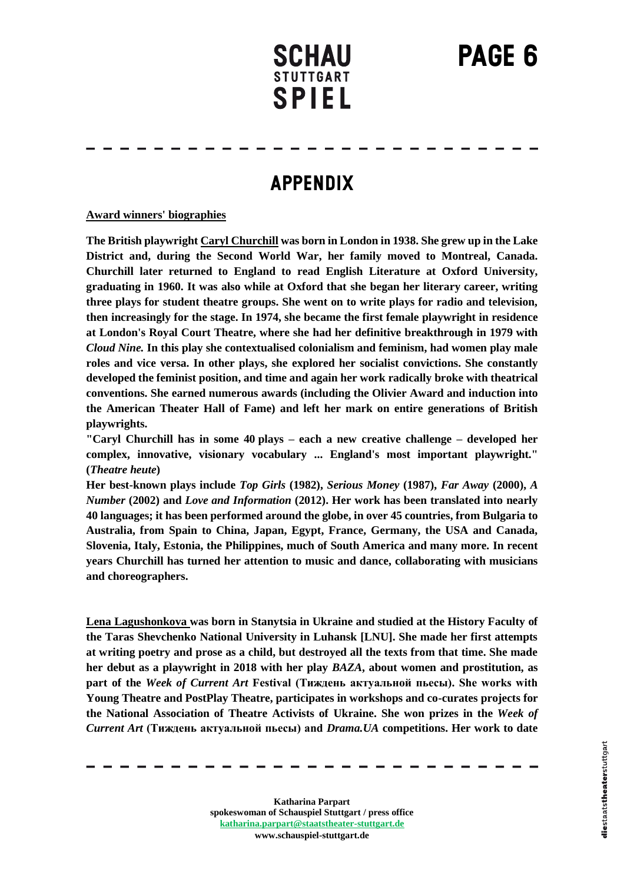# APPENDIX

**Award winners' biographies**

**The British playwright Caryl Churchill was born in London in 1938. She grew up in the Lake District and, during the Second World War, her family moved to Montreal, Canada. Churchill later returned to England to read English Literature at Oxford University, graduating in 1960. It was also while at Oxford that she began her literary career, writing three plays for student theatre groups. She went on to write plays for radio and television, then increasingly for the stage. In 1974, she became the first female playwright in residence at London's Royal Court Theatre, where she had her definitive breakthrough in 1979 with *Cloud Nine.* In this play she contextualised colonialism and feminism, had women play male roles and vice versa. In other plays, she explored her socialist convictions. She constantly developed the feminist position, and time and again her work radically broke with theatrical conventions. She earned numerous awards (including the Olivier Award and induction into the American Theater Hall of Fame) and left her mark on entire generations of British playwrights.**

**"Caryl Churchill has in some 40 plays – each a new creative challenge – developed her complex, innovative, visionary vocabulary ... England's most important playwright." (*Theatre heute*)**

**Her best-known plays include *Top Girls* (1982), *Serious Money* (1987), *Far Away* (2000), *A Number* (2002) and *Love and Information* (2012). Her work has been translated into nearly 40 languages; it has been performed around the globe, in over 45 countries, from Bulgaria to Australia, from Spain to China, Japan, Egypt, France, Germany, the USA and Canada, Slovenia, Italy, Estonia, the Philippines, much of South America and many more. In recent years Churchill has turned her attention to music and dance, collaborating with musicians and choreographers.**

**Lena Lagushonkova was born in Stanytsia in Ukraine and studied at the History Faculty of the Taras Shevchenko National University in Luhansk [LNU]. She made her first attempts at writing poetry and prose as a child, but destroyed all the texts from that time. She made her debut as a playwright in 2018 with her play *BAZA*, about women and prostitution, as part of the *Week of Current Art* Festival (Тиждень актуальной пьесы). She works with Young Theatre and PostPlay Theatre, participates in workshops and co-curates projects for the National Association of Theatre Activists of Ukraine. She won prizes in the *Week of Current Art* (Тиждень актуальной пьесы) and *Drama.UA* competitions. Her work to date**

Katharina Parpart
spokeswoman of Schauspiel Stuttgart / press office
katharina.parpart@staatstheater-stuttgart.de
www.schauspiel-stuttgart.de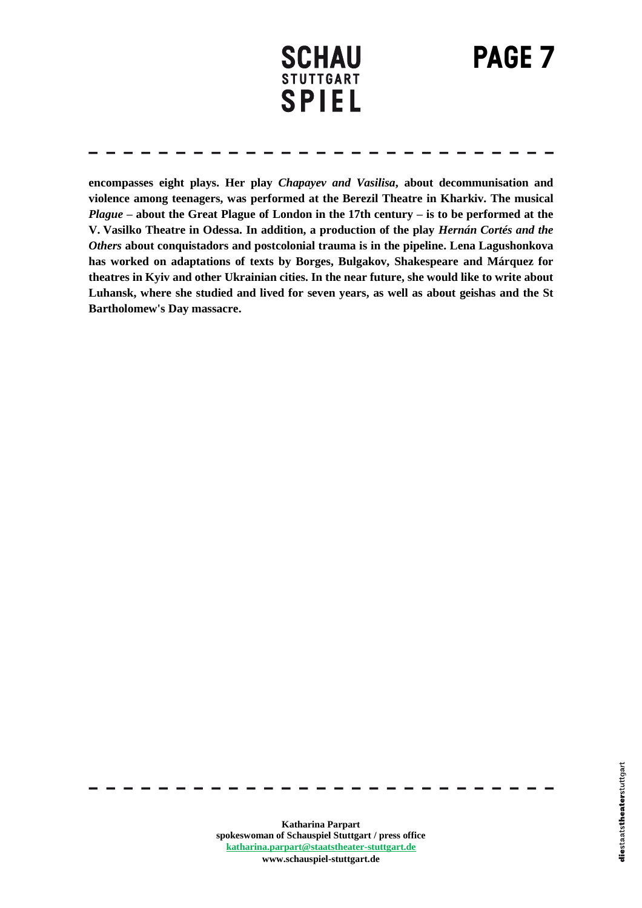**encompasses eight plays. Her play *Chapayev and Vasilisa*, about decommunisation and violence among teenagers, was performed at the Berezil Theatre in Kharkiv. The musical *Plague* – about the Great Plague of London in the 17th century – is to be performed at the V. Vasilko Theatre in Odessa. In addition, a production of the play *Hernán Cortés and the Others* about conquistadors and postcolonial trauma is in the pipeline. Lena Lagushonkova has worked on adaptations of texts by Borges, Bulgakov, Shakespeare and Márquez for theatres in Kyiv and other Ukrainian cities. In the near future, she would like to write about Luhansk, where she studied and lived for seven years, as well as about geishas and the St Bartholomew's Day massacre.**

**Katharina Parpart**
**spokeswoman of Schauspiel Stuttgart / press office**
**katharina.parpart@staatstheater-stuttgart.de**
**www.schauspiel-stuttgart.de**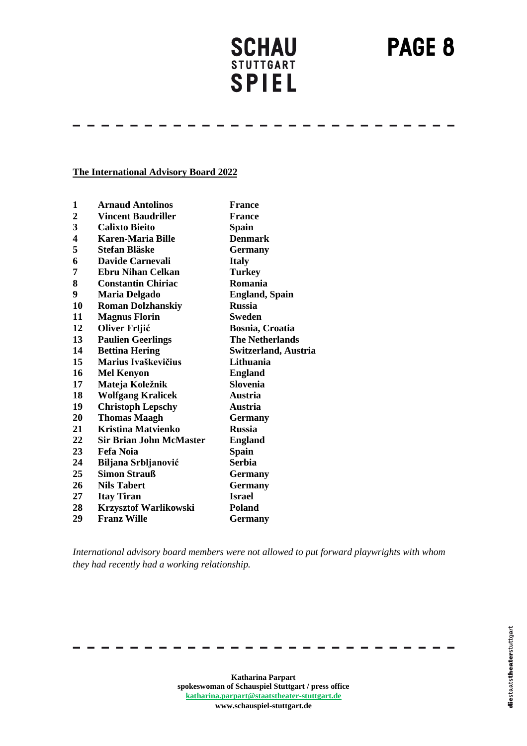**The International Advisory Board 2022**

| | | |
|---|---|---|
| **1** | **Arnaud Antolinos** | **France** |
| **2** | **Vincent Baudriller** | **France** |
| **3** | **Calixto Bieito** | **Spain** |
| **4** | **Karen-Maria Bille** | **Denmark** |
| **5** | **Stefan Bläske** | **Germany** |
| **6** | **Davide Carnevali** | **Italy** |
| **7** | **Ebru Nihan Celkan** | **Turkey** |
| **8** | **Constantin Chiriac** | **Romania** |
| **9** | **Maria Delgado** | **England, Spain** |
| **10** | **Roman Dolzhanskiy** | **Russia** |
| **11** | **Magnus Florin** | **Sweden** |
| **12** | **Oliver Frljić** | **Bosnia, Croatia** |
| **13** | **Paulien Geerlings** | **The Netherlands** |
| **14** | **Bettina Hering** | **Switzerland, Austria** |
| **15** | **Marius Ivaškevičius** | **Lithuania** |
| **16** | **Mel Kenyon** | **England** |
| **17** | **Mateja Koležnik** | **Slovenia** |
| **18** | **Wolfgang Kralicek** | **Austria** |
| **19** | **Christoph Lepschy** | **Austria** |
| **20** | **Thomas Maagh** | **Germany** |
| **21** | **Kristina Matvienko** | **Russia** |
| **22** | **Sir Brian John McMaster** | **England** |
| **23** | **Fefa Noia** | **Spain** |
| **24** | **Biljana Srbljanović** | **Serbia** |
| **25** | **Simon Strauß** | **Germany** |
| **26** | **Nils Tabert** | **Germany** |
| **27** | **Itay Tiran** | **Israel** |
| **28** | **Krzysztof Warlikowski** | **Poland** |
| **29** | **Franz Wille** | **Germany** |

*International advisory board members were not allowed to put forward playwrights with whom they had recently had a working relationship.*

**Katharina Parpart**
**spokeswoman of Schauspiel Stuttgart / press office**
**katharina.parpart@staatstheater-stuttgart.de**
**www.schauspiel-stuttgart.de**